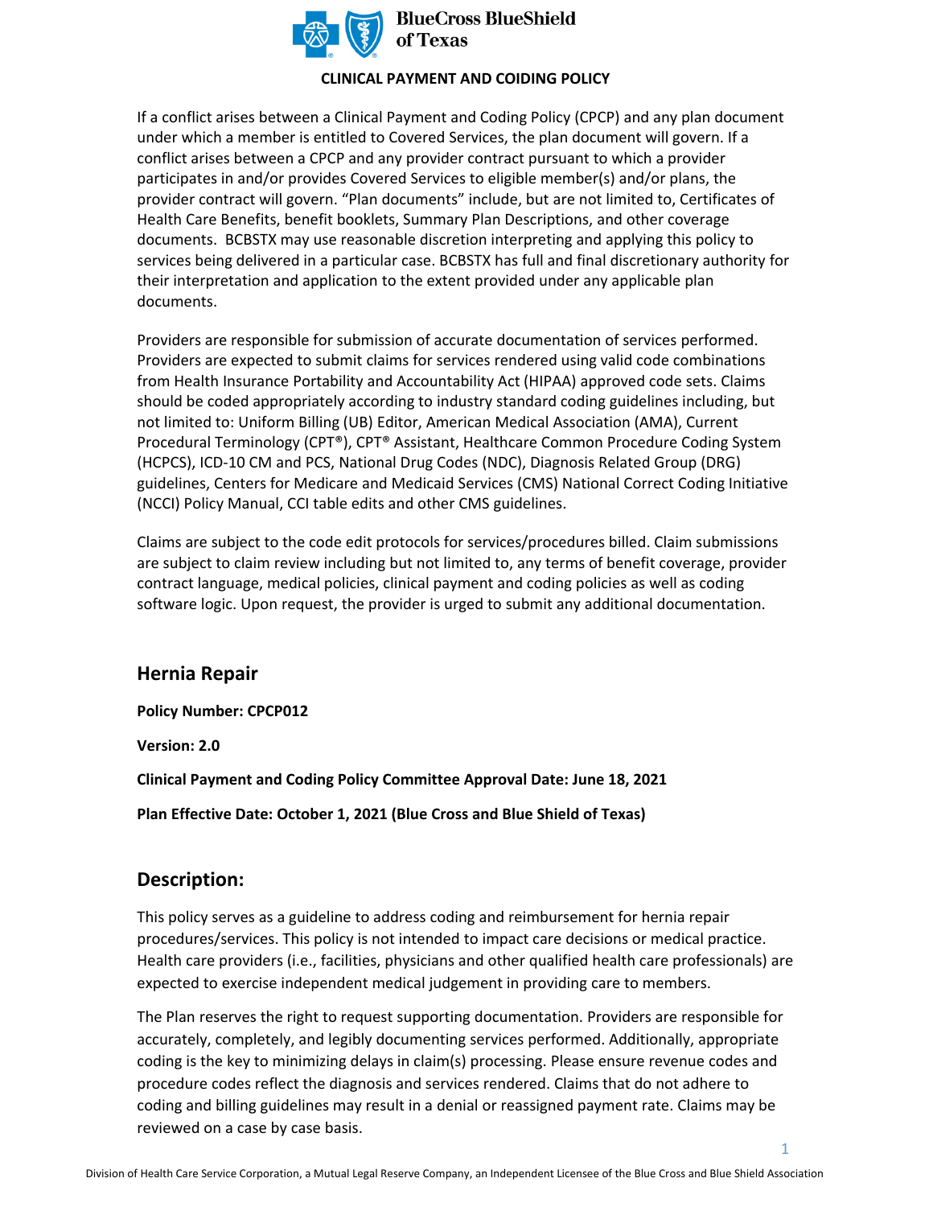BlueCross BlueShield of Texas

**CLINICAL PAYMENT AND COIDING POLICY**

If a conflict arises between a Clinical Payment and Coding Policy (CPCP) and any plan document under which a member is entitled to Covered Services, the plan document will govern. If a conflict arises between a CPCP and any provider contract pursuant to which a provider participates in and/or provides Covered Services to eligible member(s) and/or plans, the provider contract will govern. "Plan documents" include, but are not limited to, Certificates of Health Care Benefits, benefit booklets, Summary Plan Descriptions, and other coverage documents. BCBSTX may use reasonable discretion interpreting and applying this policy to services being delivered in a particular case. BCBSTX has full and final discretionary authority for their interpretation and application to the extent provided under any applicable plan documents.

Providers are responsible for submission of accurate documentation of services performed. Providers are expected to submit claims for services rendered using valid code combinations from Health Insurance Portability and Accountability Act (HIPAA) approved code sets. Claims should be coded appropriately according to industry standard coding guidelines including, but not limited to: Uniform Billing (UB) Editor, American Medical Association (AMA), Current Procedural Terminology (CPT®), CPT® Assistant, Healthcare Common Procedure Coding System (HCPCS), ICD-10 CM and PCS, National Drug Codes (NDC), Diagnosis Related Group (DRG) guidelines, Centers for Medicare and Medicaid Services (CMS) National Correct Coding Initiative (NCCI) Policy Manual, CCI table edits and other CMS guidelines.

Claims are subject to the code edit protocols for services/procedures billed. Claim submissions are subject to claim review including but not limited to, any terms of benefit coverage, provider contract language, medical policies, clinical payment and coding policies as well as coding software logic. Upon request, the provider is urged to submit any additional documentation.

## Hernia Repair

**Policy Number: CPCP012**

**Version: 2.0**

**Clinical Payment and Coding Policy Committee Approval Date: June 18, 2021**

**Plan Effective Date: October 1, 2021 (Blue Cross and Blue Shield of Texas)**

## Description:

This policy serves as a guideline to address coding and reimbursement for hernia repair procedures/services. This policy is not intended to impact care decisions or medical practice. Health care providers (i.e., facilities, physicians and other qualified health care professionals) are expected to exercise independent medical judgement in providing care to members.

The Plan reserves the right to request supporting documentation. Providers are responsible for accurately, completely, and legibly documenting services performed. Additionally, appropriate coding is the key to minimizing delays in claim(s) processing. Please ensure revenue codes and procedure codes reflect the diagnosis and services rendered. Claims that do not adhere to coding and billing guidelines may result in a denial or reassigned payment rate. Claims may be reviewed on a case by case basis.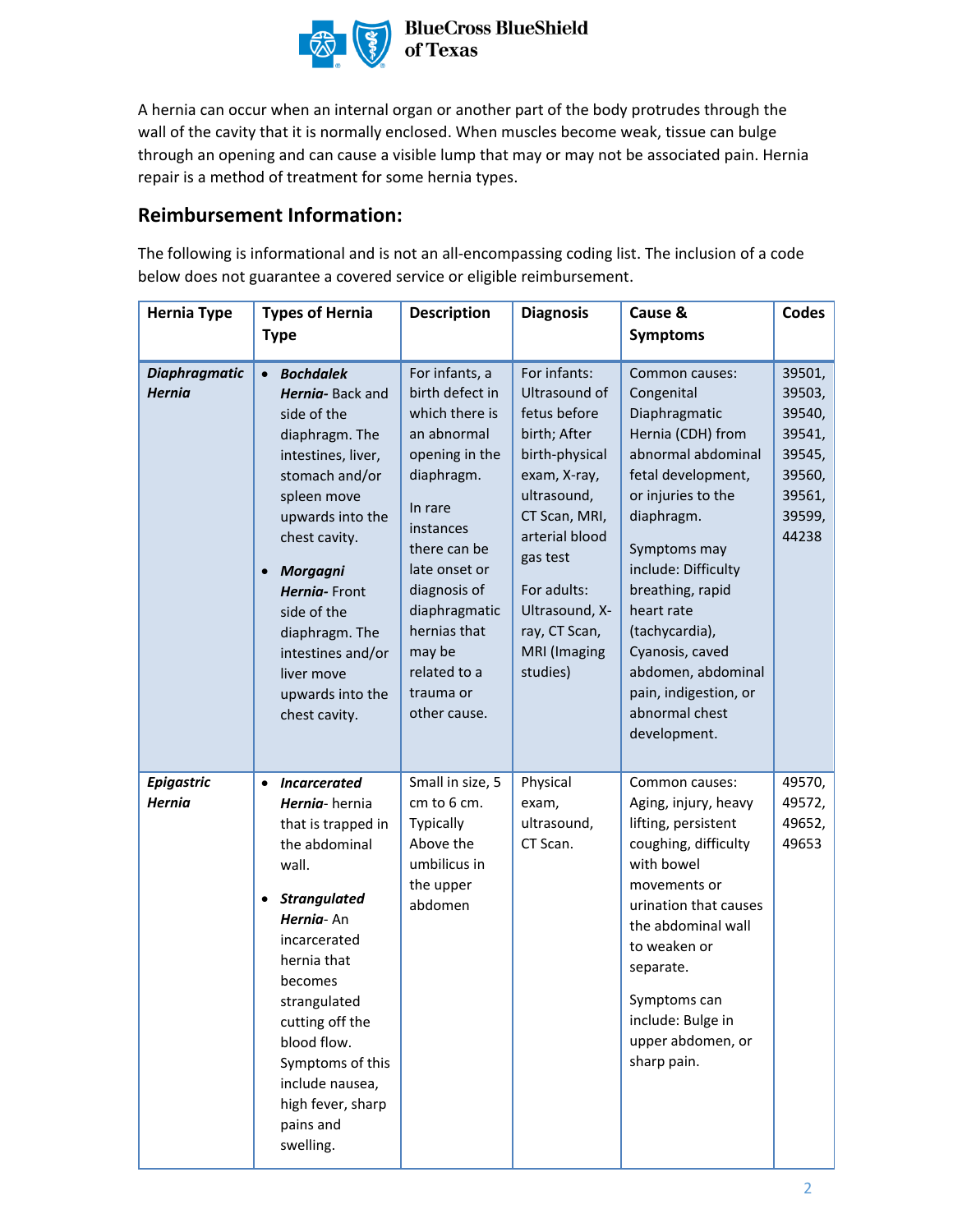A hernia can occur when an internal organ or another part of the body protrudes through the wall of the cavity that it is normally enclosed. When muscles become weak, tissue can bulge through an opening and can cause a visible lump that may or may not be associated pain. Hernia repair is a method of treatment for some hernia types.

## Reimbursement Information:

The following is informational and is not an all-encompassing coding list. The inclusion of a code below does not guarantee a covered service or eligible reimbursement.

| Hernia Type | Types of Hernia Type | Description | Diagnosis | Cause & Symptoms | Codes |
|---|---|---|---|---|---|
| ***Diaphragmatic Hernia*** | • ***Bochdalek Hernia***- Back and side of the diaphragm. The intestines, liver, stomach and/or spleen move upwards into the chest cavity.<br><br>• ***Morgagni Hernia***- Front side of the diaphragm. The intestines and/or liver move upwards into the chest cavity. | For infants, a birth defect in which there is an abnormal opening in the diaphragm.<br><br>In rare instances there can be late onset or diagnosis of diaphragmatic hernias that may be related to a trauma or other cause. | For infants: Ultrasound of fetus before birth; After birth-physical exam, X-ray, ultrasound, CT Scan, MRI, arterial blood gas test<br><br>For adults: Ultrasound, X-ray, CT Scan, MRI (Imaging studies) | Common causes: Congenital Diaphragmatic Hernia (CDH) from abnormal abdominal fetal development, or injuries to the diaphragm.<br><br>Symptoms may include: Difficulty breathing, rapid heart rate (tachycardia), Cyanosis, caved abdomen, abdominal pain, indigestion, or abnormal chest development. | 39501, 39503, 39540, 39541, 39545, 39560, 39561, 39599, 44238 |
| ***Epigastric Hernia*** | • ***Incarcerated Hernia***- hernia that is trapped in the abdominal wall.<br><br>• ***Strangulated Hernia***- An incarcerated hernia that becomes strangulated cutting off the blood flow. Symptoms of this include nausea, high fever, sharp pains and swelling. | Small in size, 5 cm to 6 cm. Typically Above the umbilicus in the upper abdomen | Physical exam, ultrasound, CT Scan. | Common causes: Aging, injury, heavy lifting, persistent coughing, difficulty with bowel movements or urination that causes the abdominal wall to weaken or separate.<br><br>Symptoms can include: Bulge in upper abdomen, or sharp pain. | 49570, 49572, 49652, 49653 |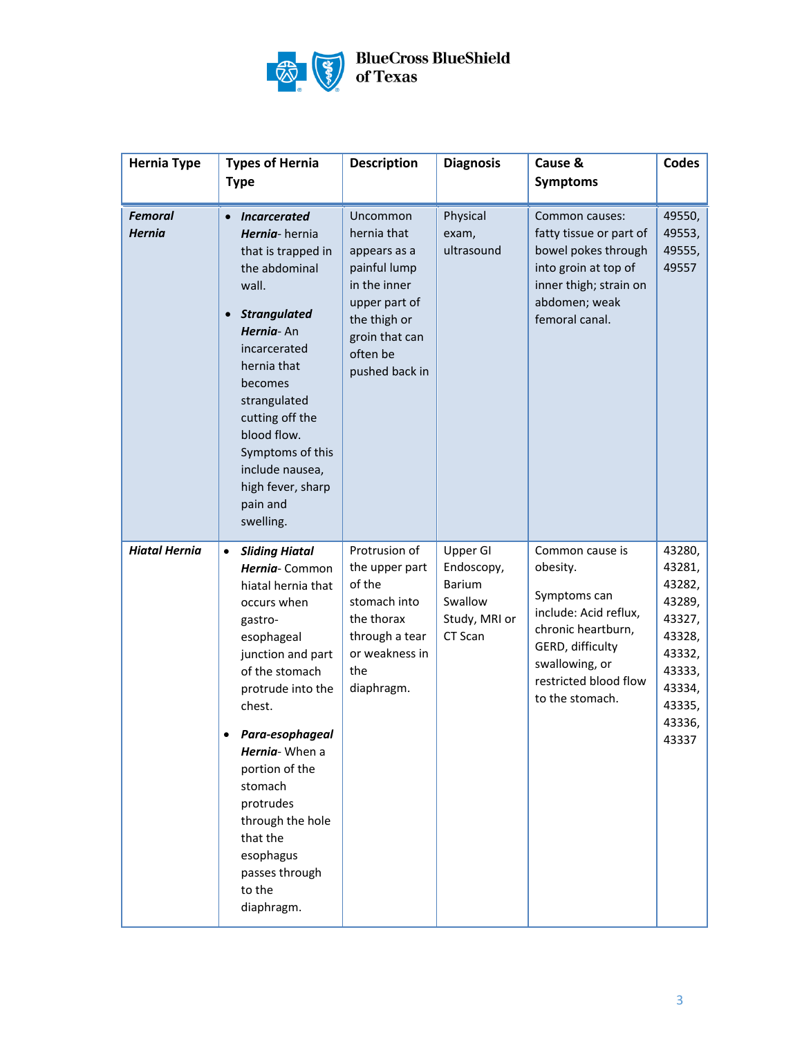| Hernia Type | Types of Hernia Type | Description | Diagnosis | Cause & Symptoms | Codes |
|---|---|---|---|---|---|
| ***Femoral Hernia*** | • ***Incarcerated Hernia***- hernia that is trapped in the abdominal wall.<br>• ***Strangulated Hernia***- An incarcerated hernia that becomes strangulated cutting off the blood flow. Symptoms of this include nausea, high fever, sharp pain and swelling. | Uncommon hernia that appears as a painful lump in the inner upper part of the thigh or groin that can often be pushed back in | Physical exam, ultrasound | Common causes: fatty tissue or part of bowel pokes through into groin at top of inner thigh; strain on abdomen; weak femoral canal. | 49550, 49553, 49555, 49557 |
| ***Hiatal Hernia*** | • ***Sliding Hiatal Hernia***- Common hiatal hernia that occurs when gastro-esophageal junction and part of the stomach protrude into the chest.<br>• ***Para-esophageal Hernia***- When a portion of the stomach protrudes through the hole that the esophagus passes through to the diaphragm. | Protrusion of the upper part of the stomach into the thorax through a tear or weakness in the diaphragm. | Upper GI Endoscopy, Barium Swallow Study, MRI or CT Scan | Common cause is obesity.<br><br>Symptoms can include: Acid reflux, chronic heartburn, GERD, difficulty swallowing, or restricted blood flow to the stomach. | 43280, 43281, 43282, 43289, 43327, 43328, 43332, 43333, 43334, 43335, 43336, 43337 |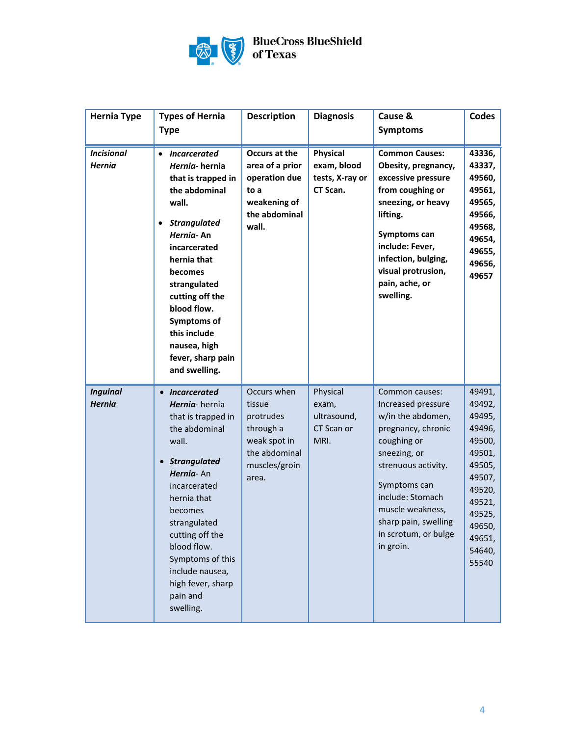| Hernia Type | Types of Hernia Type | Description | Diagnosis | Cause & Symptoms | Codes |
|---|---|---|---|---|---|
| ***Incisional Hernia*** | • ***Incarcerated Hernia*- hernia that is trapped in the abdominal wall.** <br> • ***Strangulated Hernia*- An incarcerated hernia that becomes strangulated cutting off the blood flow. Symptoms of this include nausea, high fever, sharp pain and swelling.** | **Occurs at the area of a prior operation due to a weakening of the abdominal wall.** | **Physical exam, blood tests, X-ray or CT Scan.** | **Common Causes: Obesity, pregnancy, excessive pressure from coughing or sneezing, or heavy lifting.** <br><br> **Symptoms can include: Fever, infection, bulging, visual protrusion, pain, ache, or swelling.** | **43336, 43337, 49560, 49561, 49565, 49566, 49568, 49654, 49655, 49656, 49657** |
| ***Inguinal Hernia*** | • ***Incarcerated Hernia***- hernia that is trapped in the abdominal wall. <br> • ***Strangulated Hernia***- An incarcerated hernia that becomes strangulated cutting off the blood flow. Symptoms of this include nausea, high fever, sharp pain and swelling. | Occurs when tissue protrudes through a weak spot in the abdominal muscles/groin area. | Physical exam, ultrasound, CT Scan or MRI. | Common causes: Increased pressure w/in the abdomen, pregnancy, chronic coughing or sneezing, or strenuous activity. <br><br> Symptoms can include: Stomach muscle weakness, sharp pain, swelling in scrotum, or bulge in groin. | 49491, 49492, 49495, 49496, 49500, 49501, 49505, 49507, 49520, 49521, 49525, 49650, 49651, 54640, 55540 |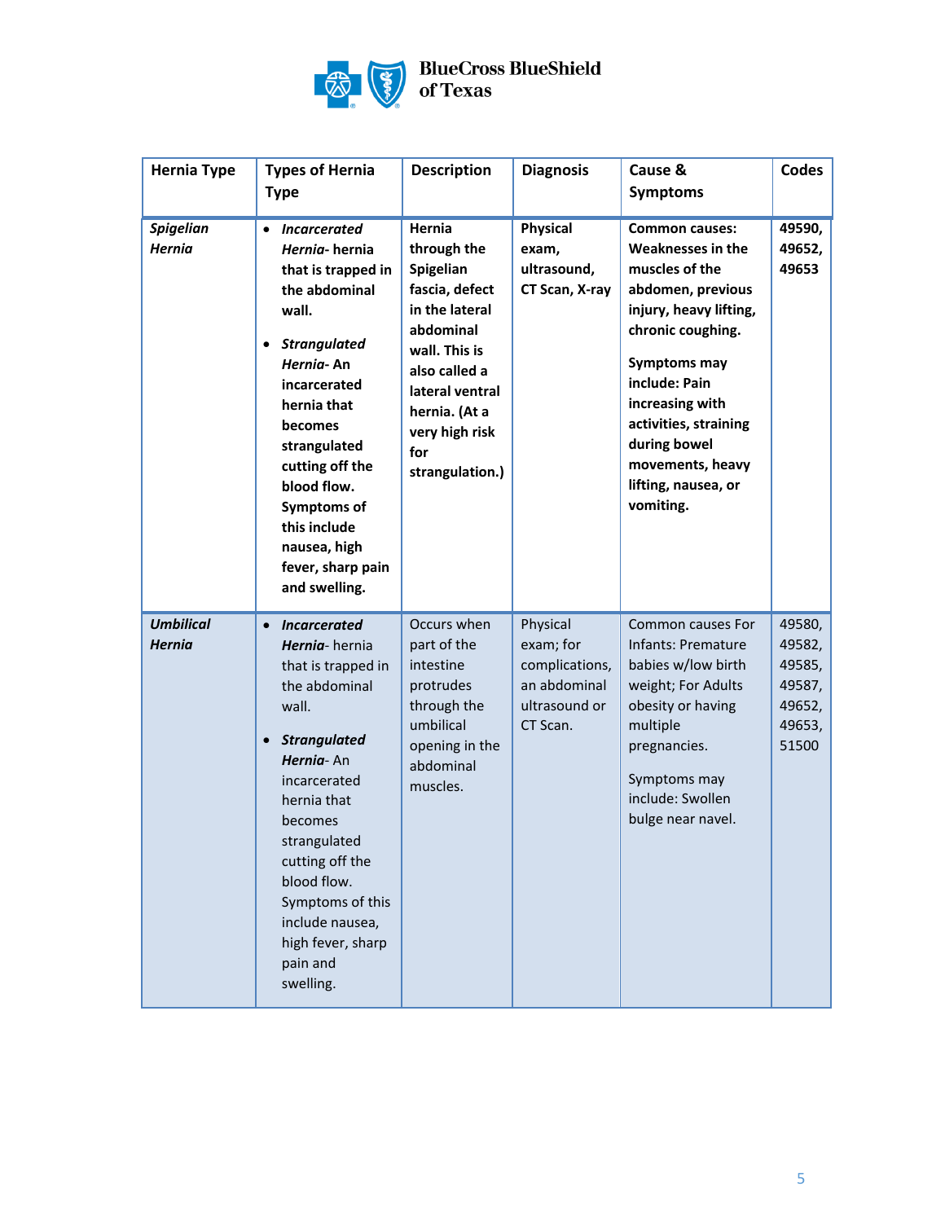| Hernia Type | Types of Hernia Type | Description | Diagnosis | Cause & Symptoms | Codes |
|---|---|---|---|---|---|
| ***Spigelian Hernia*** | • ***Incarcerated Hernia*- hernia that is trapped in the abdominal wall.**<br><br>• ***Strangulated Hernia*- An incarcerated hernia that becomes strangulated cutting off the blood flow. Symptoms of this include nausea, high fever, sharp pain and swelling.** | **Hernia through the Spigelian fascia, defect in the lateral abdominal wall. This is also called a lateral ventral hernia. (At a very high risk for strangulation.)** | **Physical exam, ultrasound, CT Scan, X-ray** | **Common causes: Weaknesses in the muscles of the abdomen, previous injury, heavy lifting, chronic coughing.**<br><br>**Symptoms may include: Pain increasing with activities, straining during bowel movements, heavy lifting, nausea, or vomiting.** | **49590, 49652, 49653** |
| ***Umbilical Hernia*** | • ***Incarcerated Hernia***- hernia that is trapped in the abdominal wall.<br><br>• ***Strangulated Hernia***- An incarcerated hernia that becomes strangulated cutting off the blood flow. Symptoms of this include nausea, high fever, sharp pain and swelling. | Occurs when part of the intestine protrudes through the umbilical opening in the abdominal muscles. | Physical exam; for complications, an abdominal ultrasound or CT Scan. | Common causes For Infants: Premature babies w/low birth weight; For Adults obesity or having multiple pregnancies.<br><br>Symptoms may include: Swollen bulge near navel. | 49580, 49582, 49585, 49587, 49652, 49653, 51500 |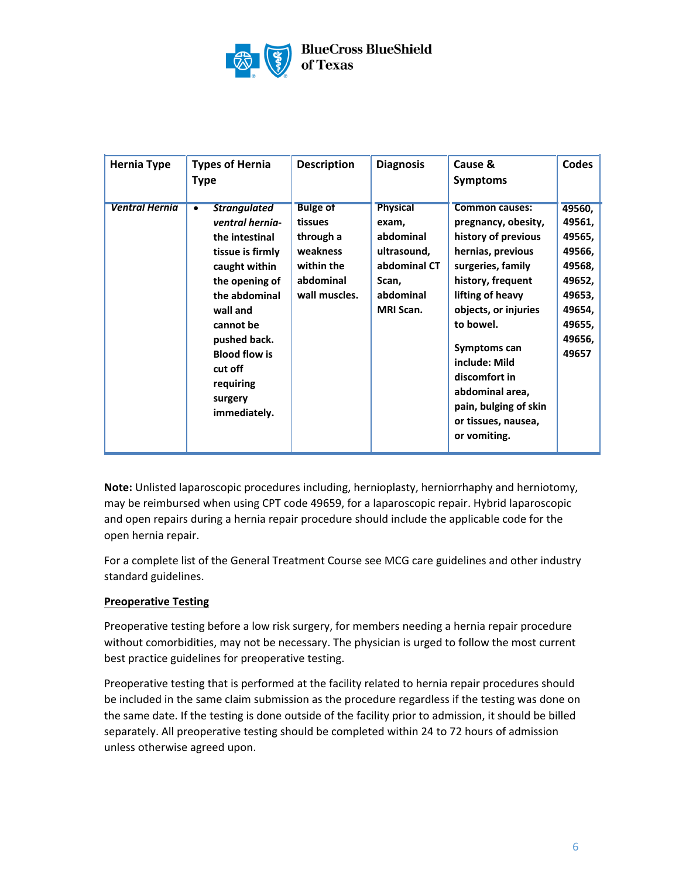| Hernia Type | Types of Hernia Type | Description | Diagnosis | Cause & Symptoms | Codes |
|---|---|---|---|---|---|
| *Ventral Hernia* | • *Strangulated ventral hernia-* the intestinal tissue is firmly caught within the opening of the abdominal wall and cannot be pushed back. Blood flow is cut off requiring surgery immediately. | Bulge of tissues through a weakness within the abdominal wall muscles. | Physical exam, abdominal ultrasound, abdominal CT Scan, abdominal MRI Scan. | Common causes: pregnancy, obesity, history of previous hernias, previous surgeries, family history, frequent lifting of heavy objects, or injuries to bowel.<br><br>Symptoms can include: Mild discomfort in abdominal area, pain, bulging of skin or tissues, nausea, or vomiting. | 49560, 49561, 49565, 49566, 49568, 49652, 49653, 49654, 49655, 49656, 49657 |

**Note:** Unlisted laparoscopic procedures including, hernioplasty, herniorrhaphy and herniotomy, may be reimbursed when using CPT code 49659, for a laparoscopic repair. Hybrid laparoscopic and open repairs during a hernia repair procedure should include the applicable code for the open hernia repair.

For a complete list of the General Treatment Course see MCG care guidelines and other industry standard guidelines.

**Preoperative Testing**

Preoperative testing before a low risk surgery, for members needing a hernia repair procedure without comorbidities, may not be necessary. The physician is urged to follow the most current best practice guidelines for preoperative testing.

Preoperative testing that is performed at the facility related to hernia repair procedures should be included in the same claim submission as the procedure regardless if the testing was done on the same date. If the testing is done outside of the facility prior to admission, it should be billed separately. All preoperative testing should be completed within 24 to 72 hours of admission unless otherwise agreed upon.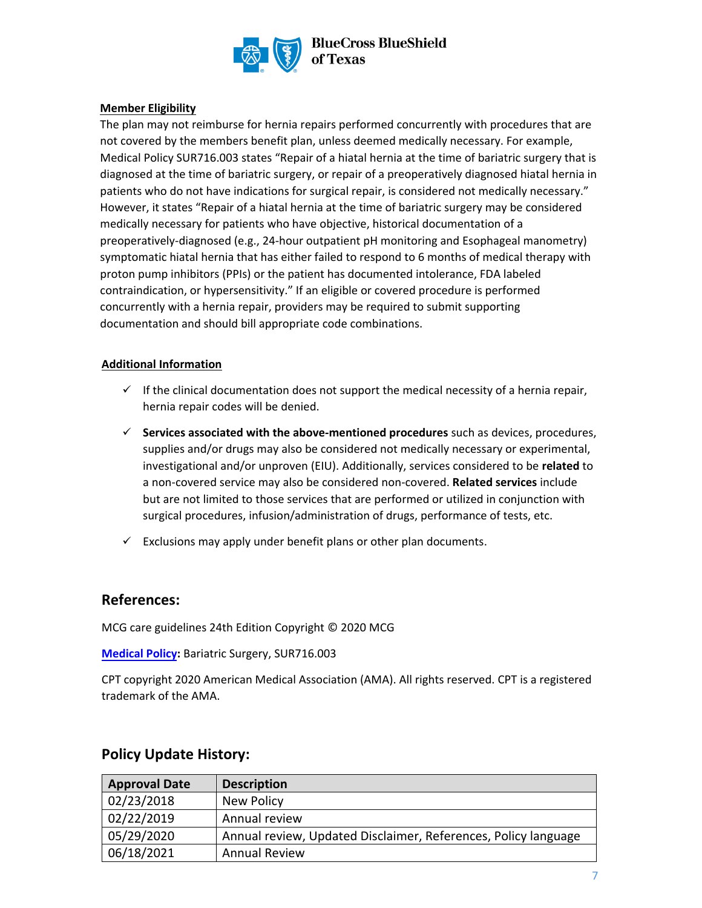**Member Eligibility**

The plan may not reimburse for hernia repairs performed concurrently with procedures that are not covered by the members benefit plan, unless deemed medically necessary. For example, Medical Policy SUR716.003 states "Repair of a hiatal hernia at the time of bariatric surgery that is diagnosed at the time of bariatric surgery, or repair of a preoperatively diagnosed hiatal hernia in patients who do not have indications for surgical repair, is considered not medically necessary." However, it states "Repair of a hiatal hernia at the time of bariatric surgery may be considered medically necessary for patients who have objective, historical documentation of a preoperatively-diagnosed (e.g., 24-hour outpatient pH monitoring and Esophageal manometry) symptomatic hiatal hernia that has either failed to respond to 6 months of medical therapy with proton pump inhibitors (PPIs) or the patient has documented intolerance, FDA labeled contraindication, or hypersensitivity." If an eligible or covered procedure is performed concurrently with a hernia repair, providers may be required to submit supporting documentation and should bill appropriate code combinations.

**Additional Information**

- ✓ If the clinical documentation does not support the medical necessity of a hernia repair, hernia repair codes will be denied.
- ✓ **Services associated with the above-mentioned procedures** such as devices, procedures, supplies and/or drugs may also be considered not medically necessary or experimental, investigational and/or unproven (EIU). Additionally, services considered to be **related** to a non-covered service may also be considered non-covered. **Related services** include but are not limited to those services that are performed or utilized in conjunction with surgical procedures, infusion/administration of drugs, performance of tests, etc.
- ✓ Exclusions may apply under benefit plans or other plan documents.

## References:

MCG care guidelines 24th Edition Copyright © 2020 MCG

**Medical Policy:** Bariatric Surgery, SUR716.003

CPT copyright 2020 American Medical Association (AMA). All rights reserved. CPT is a registered trademark of the AMA.

## Policy Update History:

| Approval Date | Description |
|---|---|
| 02/23/2018 | New Policy |
| 02/22/2019 | Annual review |
| 05/29/2020 | Annual review, Updated Disclaimer, References, Policy language |
| 06/18/2021 | Annual Review |